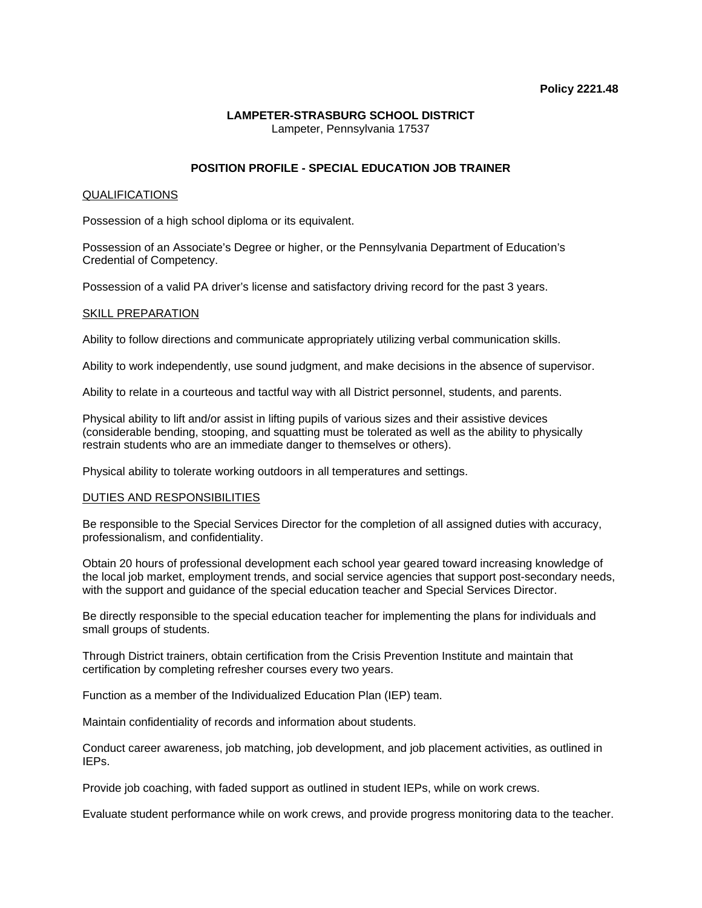**Policy 2221.48**

**LAMPETER-STRASBURG SCHOOL DISTRICT**
Lampeter, Pennsylvania 17537

# POSITION PROFILE - SPECIAL EDUCATION JOB TRAINER

## QUALIFICATIONS

Possession of a high school diploma or its equivalent.

Possession of an Associate's Degree or higher, or the Pennsylvania Department of Education's Credential of Competency.

Possession of a valid PA driver's license and satisfactory driving record for the past 3 years.

## SKILL PREPARATION

Ability to follow directions and communicate appropriately utilizing verbal communication skills.

Ability to work independently, use sound judgment, and make decisions in the absence of supervisor.

Ability to relate in a courteous and tactful way with all District personnel, students, and parents.

Physical ability to lift and/or assist in lifting pupils of various sizes and their assistive devices (considerable bending, stooping, and squatting must be tolerated as well as the ability to physically restrain students who are an immediate danger to themselves or others).

Physical ability to tolerate working outdoors in all temperatures and settings.

## DUTIES AND RESPONSIBILITIES

Be responsible to the Special Services Director for the completion of all assigned duties with accuracy, professionalism, and confidentiality.

Obtain 20 hours of professional development each school year geared toward increasing knowledge of the local job market, employment trends, and social service agencies that support post-secondary needs, with the support and guidance of the special education teacher and Special Services Director.

Be directly responsible to the special education teacher for implementing the plans for individuals and small groups of students.

Through District trainers, obtain certification from the Crisis Prevention Institute and maintain that certification by completing refresher courses every two years.

Function as a member of the Individualized Education Plan (IEP) team.

Maintain confidentiality of records and information about students.

Conduct career awareness, job matching, job development, and job placement activities, as outlined in IEPs.

Provide job coaching, with faded support as outlined in student IEPs, while on work crews.

Evaluate student performance while on work crews, and provide progress monitoring data to the teacher.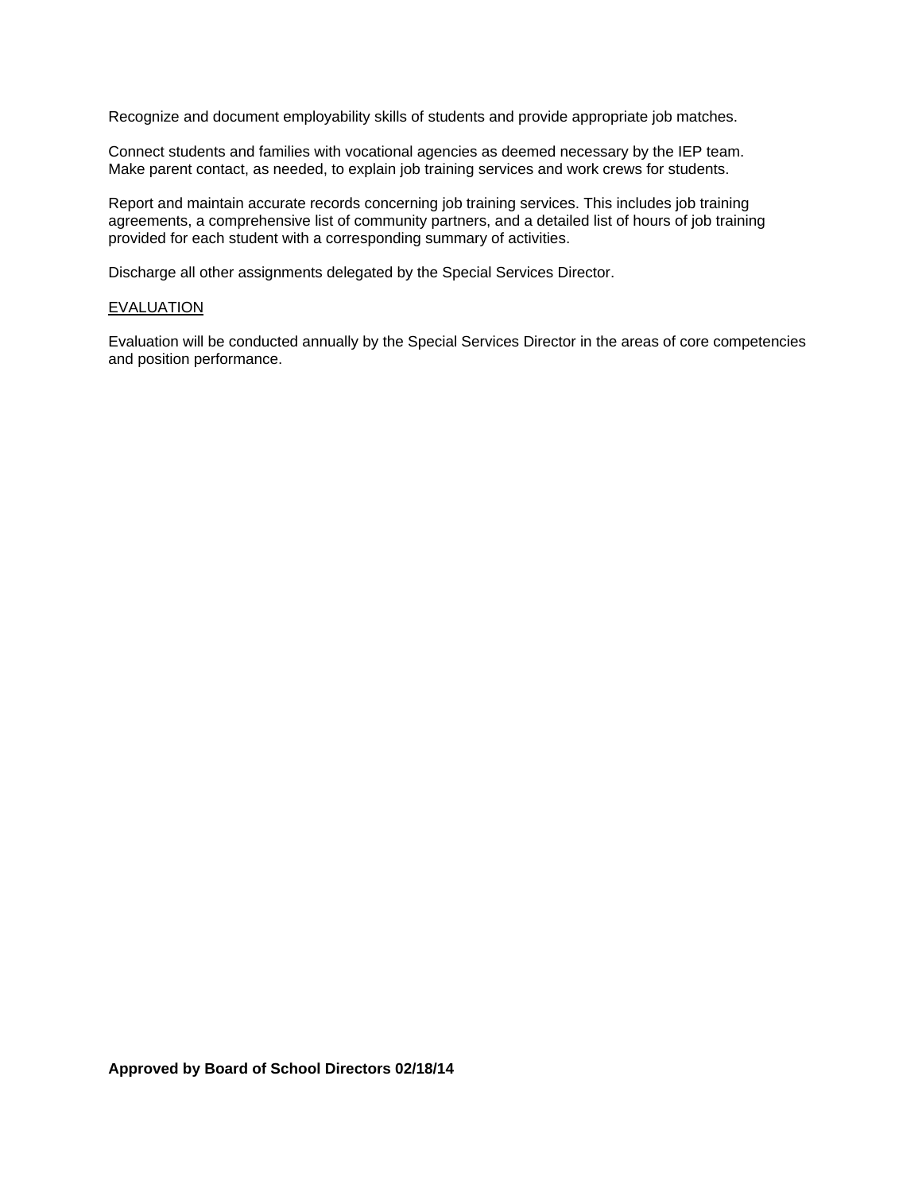Recognize and document employability skills of students and provide appropriate job matches.

Connect students and families with vocational agencies as deemed necessary by the IEP team.
Make parent contact, as needed, to explain job training services and work crews for students.

Report and maintain accurate records concerning job training services. This includes job training agreements, a comprehensive list of community partners, and a detailed list of hours of job training provided for each student with a corresponding summary of activities.

Discharge all other assignments delegated by the Special Services Director.

<u>EVALUATION</u>

Evaluation will be conducted annually by the Special Services Director in the areas of core competencies and position performance.

**Approved by Board of School Directors 02/18/14**